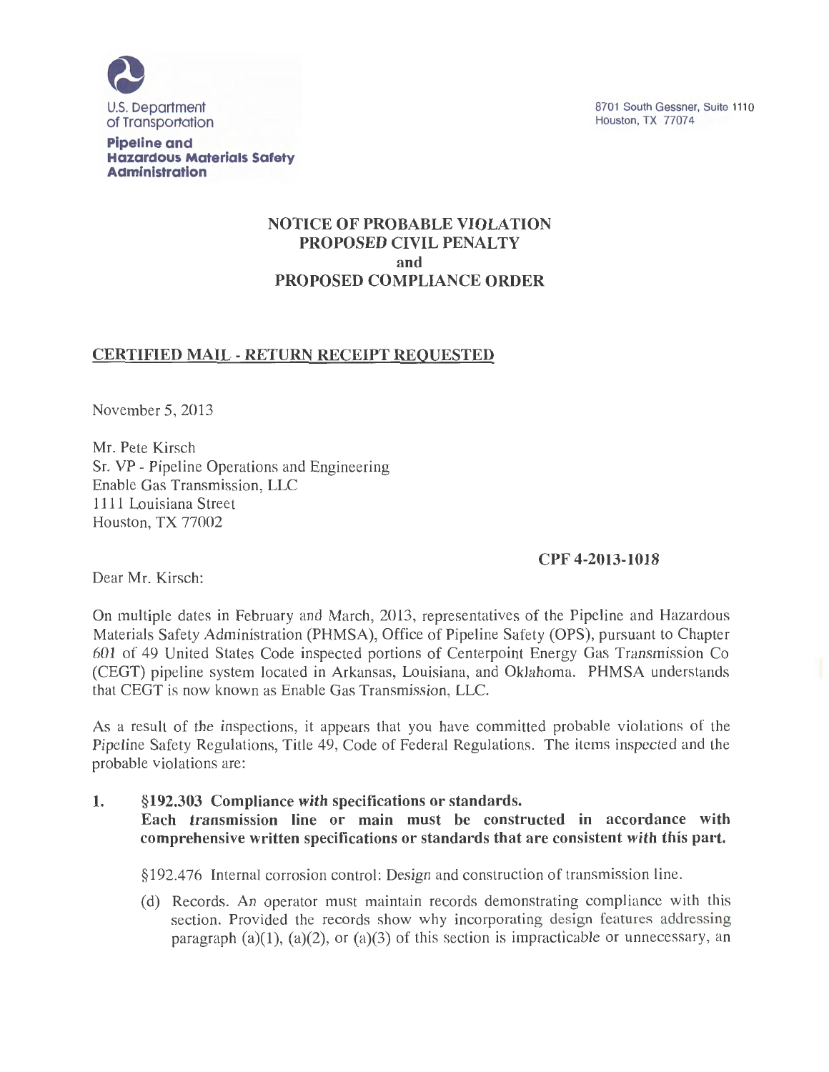U.S. Department of Transportation

**Pipeline and Hazardous Materials Safety Administration**

8701 South Gessner, Suite 1110
Houston, TX 77074

**NOTICE OF PROBABLE VIOLATION**
**PROPOSED CIVIL PENALTY**
**and**
**PROPOSED COMPLIANCE ORDER**

**CERTIFIED MAIL - RETURN RECEIPT REQUESTED**

November 5, 2013

Mr. Pete Kirsch
Sr. VP - Pipeline Operations and Engineering
Enable Gas Transmission, LLC
1111 Louisiana Street
Houston, TX 77002

**CPF 4-2013-1018**

Dear Mr. Kirsch:

On multiple dates in February and March, 2013, representatives of the Pipeline and Hazardous Materials Safety Administration (PHMSA), Office of Pipeline Safety (OPS), pursuant to Chapter 601 of 49 United States Code inspected portions of Centerpoint Energy Gas Transmission Co (CEGT) pipeline system located in Arkansas, Louisiana, and Oklahoma. PHMSA understands that CEGT is now known as Enable Gas Transmission, LLC.

As a result of the inspections, it appears that you have committed probable violations of the Pipeline Safety Regulations, Title 49, Code of Federal Regulations. The items inspected and the probable violations are:

1. **§192.303 Compliance with specifications or standards.**
   **Each transmission line or main must be constructed in accordance with comprehensive written specifications or standards that are consistent with this part.**

   §192.476 Internal corrosion control: Design and construction of transmission line.

   (d) Records. An operator must maintain records demonstrating compliance with this section. Provided the records show why incorporating design features addressing paragraph (a)(1), (a)(2), or (a)(3) of this section is impracticable or unnecessary, an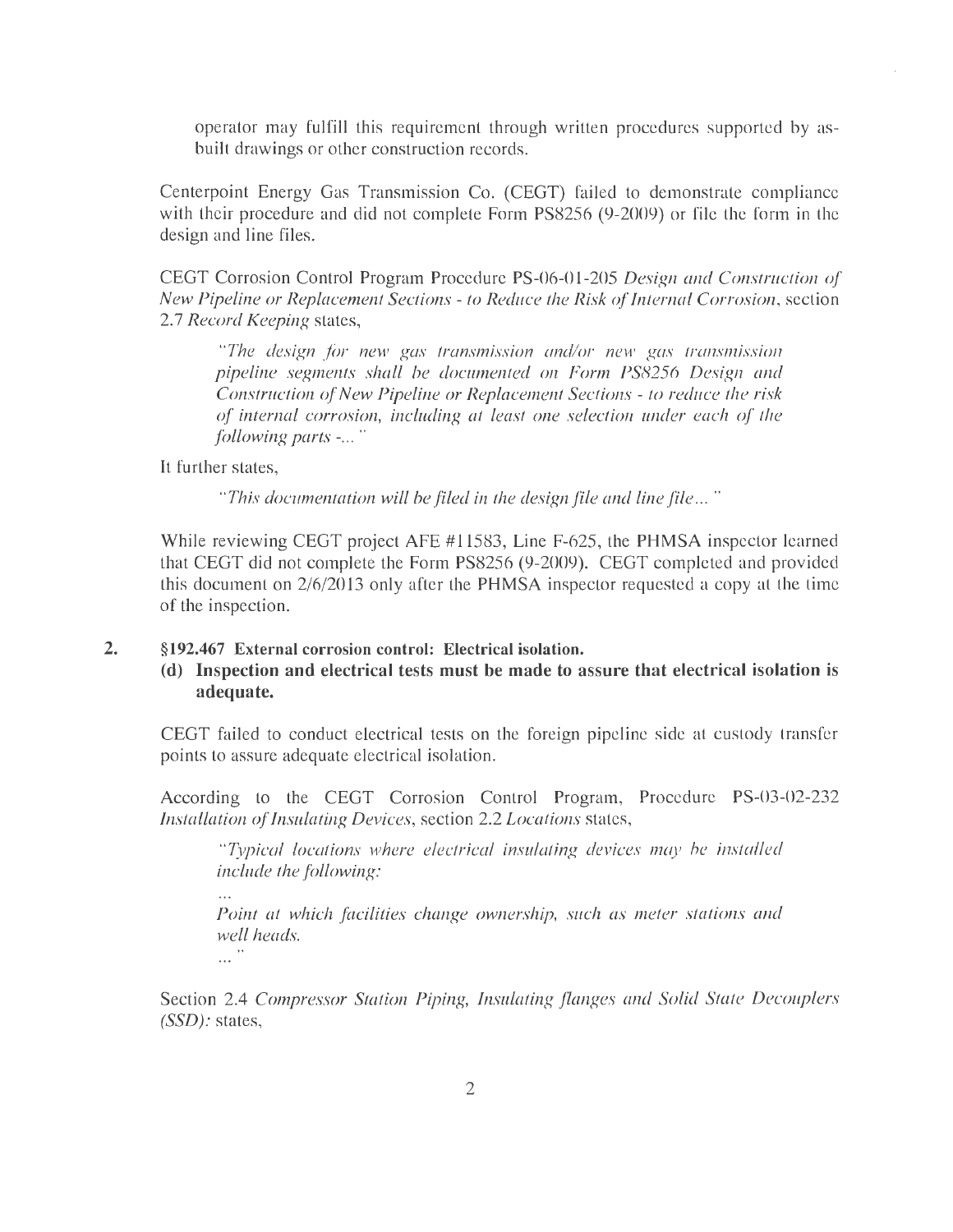operator may fulfill this requirement through written procedures supported by as-built drawings or other construction records.

Centerpoint Energy Gas Transmission Co. (CEGT) failed to demonstrate compliance with their procedure and did not complete Form PS8256 (9-2009) or file the form in the design and line files.

CEGT Corrosion Control Program Procedure PS-06-01-205 *Design and Construction of New Pipeline or Replacement Sections - to Reduce the Risk of Internal Corrosion*, section 2.7 *Record Keeping* states,

> *"The design for new gas transmission and/or new gas transmission pipeline segments shall be documented on Form PS8256 Design and Construction of New Pipeline or Replacement Sections - to reduce the risk of internal corrosion, including at least one selection under each of the following parts -..."*

It further states,

> *"This documentation will be filed in the design file and line file..."*

While reviewing CEGT project AFE #11583, Line F-625, the PHMSA inspector learned that CEGT did not complete the Form PS8256 (9-2009). CEGT completed and provided this document on 2/6/2013 only after the PHMSA inspector requested a copy at the time of the inspection.

2. **§192.467 External corrosion control: Electrical isolation.**
   **(d) Inspection and electrical tests must be made to assure that electrical isolation is adequate.**

CEGT failed to conduct electrical tests on the foreign pipeline side at custody transfer points to assure adequate electrical isolation.

According to the CEGT Corrosion Control Program, Procedure PS-03-02-232 *Installation of Insulating Devices*, section 2.2 *Locations* states,

> *"Typical locations where electrical insulating devices may be installed include the following:*
>
> *...*
>
> *Point at which facilities change ownership, such as meter stations and well heads.*
>
> *..."*

Section 2.4 *Compressor Station Piping, Insulating flanges and Solid State Decouplers (SSD):* states,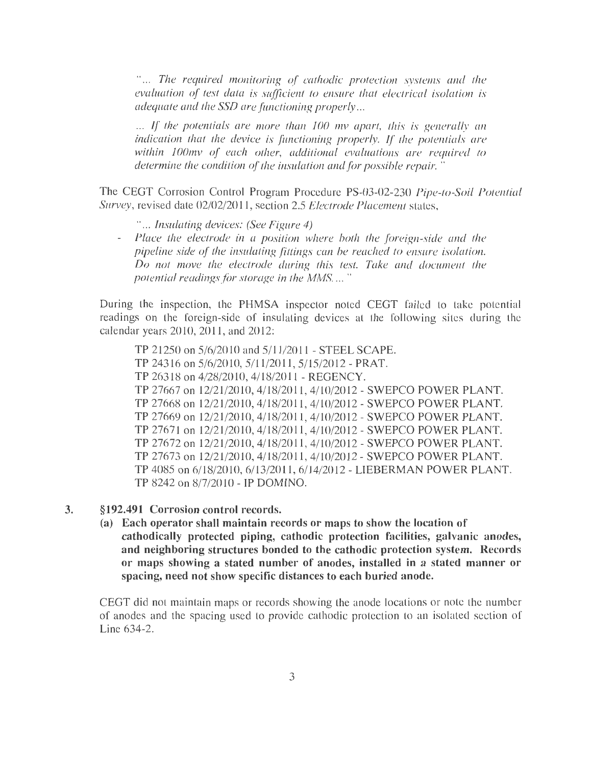*"... The required monitoring of cathodic protection systems and the evaluation of test data is sufficient to ensure that electrical isolation is adequate and the SSD are functioning properly...*

*... If the potentials are more than 100 mv apart, this is generally an indication that the device is functioning properly. If the potentials are within 100mv of each other, additional evaluations are required to determine the condition of the insulation and for possible repair."*

The CEGT Corrosion Control Program Procedure PS-03-02-230 *Pipe-to-Soil Potential Survey*, revised date 02/02/2011, section 2.5 *Electrode Placement* states,

*"... Insulating devices: (See Figure 4)*

- *Place the electrode in a position where both the foreign-side and the pipeline side of the insulating fittings can be reached to ensure isolation. Do not move the electrode during this test. Take and document the potential readings for storage in the MMS. ..."*

During the inspection, the PHMSA inspector noted CEGT failed to take potential readings on the foreign-side of insulating devices at the following sites during the calendar years 2010, 2011, and 2012:

TP 21250 on 5/6/2010 and 5/11/2011 - STEEL SCAPE.
TP 24316 on 5/6/2010, 5/11/2011, 5/15/2012 - PRAT.
TP 26318 on 4/28/2010, 4/18/2011 - REGENCY.
TP 27667 on 12/21/2010, 4/18/2011, 4/10/2012 - SWEPCO POWER PLANT.
TP 27668 on 12/21/2010, 4/18/2011, 4/10/2012 - SWEPCO POWER PLANT.
TP 27669 on 12/21/2010, 4/18/2011, 4/10/2012 - SWEPCO POWER PLANT.
TP 27671 on 12/21/2010, 4/18/2011, 4/10/2012 - SWEPCO POWER PLANT.
TP 27672 on 12/21/2010, 4/18/2011, 4/10/2012 - SWEPCO POWER PLANT.
TP 27673 on 12/21/2010, 4/18/2011, 4/10/2012 - SWEPCO POWER PLANT.
TP 4085 on 6/18/2010, 6/13/2011, 6/14/2012 - LIEBERMAN POWER PLANT.
TP 8242 on 8/7/2010 - IP DOMINO.

3. **§192.491 Corrosion control records.**

   **(a) Each operator shall maintain records or maps to show the location of cathodically protected piping, cathodic protection facilities, galvanic anodes, and neighboring structures bonded to the cathodic protection system. Records or maps showing a stated number of anodes, installed in a stated manner or spacing, need not show specific distances to each buried anode.**

CEGT did not maintain maps or records showing the anode locations or note the number of anodes and the spacing used to provide cathodic protection to an isolated section of Line 634-2.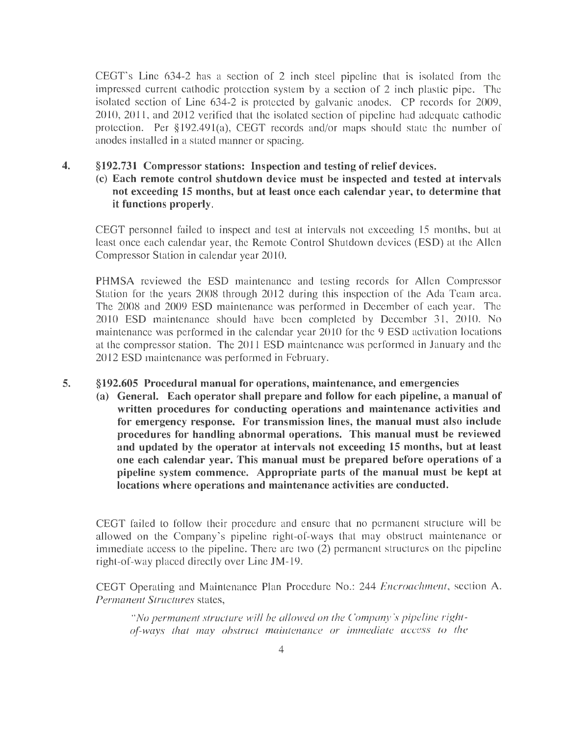CEGT's Line 634-2 has a section of 2 inch steel pipeline that is isolated from the impressed current cathodic protection system by a section of 2 inch plastic pipe. The isolated section of Line 634-2 is protected by galvanic anodes. CP records for 2009, 2010, 2011, and 2012 verified that the isolated section of pipeline had adequate cathodic protection. Per §192.491(a), CEGT records and/or maps should state the number of anodes installed in a stated manner or spacing.

**4. §192.731 Compressor stations: Inspection and testing of relief devices.**

**(c) Each remote control shutdown device must be inspected and tested at intervals not exceeding 15 months, but at least once each calendar year, to determine that it functions properly.**

CEGT personnel failed to inspect and test at intervals not exceeding 15 months, but at least once each calendar year, the Remote Control Shutdown devices (ESD) at the Allen Compressor Station in calendar year 2010.

PHMSA reviewed the ESD maintenance and testing records for Allen Compressor Station for the years 2008 through 2012 during this inspection of the Ada Team area. The 2008 and 2009 ESD maintenance was performed in December of each year. The 2010 ESD maintenance should have been completed by December 31, 2010. No maintenance was performed in the calendar year 2010 for the 9 ESD activation locations at the compressor station. The 2011 ESD maintenance was performed in January and the 2012 ESD maintenance was performed in February.

**5. §192.605 Procedural manual for operations, maintenance, and emergencies**

**(a) General. Each operator shall prepare and follow for each pipeline, a manual of written procedures for conducting operations and maintenance activities and for emergency response. For transmission lines, the manual must also include procedures for handling abnormal operations. This manual must be reviewed and updated by the operator at intervals not exceeding 15 months, but at least one each calendar year. This manual must be prepared before operations of a pipeline system commence. Appropriate parts of the manual must be kept at locations where operations and maintenance activities are conducted.**

CEGT failed to follow their procedure and ensure that no permanent structure will be allowed on the Company's pipeline right-of-ways that may obstruct maintenance or immediate access to the pipeline. There are two (2) permanent structures on the pipeline right-of-way placed directly over Line JM-19.

CEGT Operating and Maintenance Plan Procedure No.: 244 *Encroachment*, section A. *Permanent Structures* states,

> *"No permanent structure will be allowed on the Company's pipeline right-of-ways that may obstruct maintenance or immediate access to the*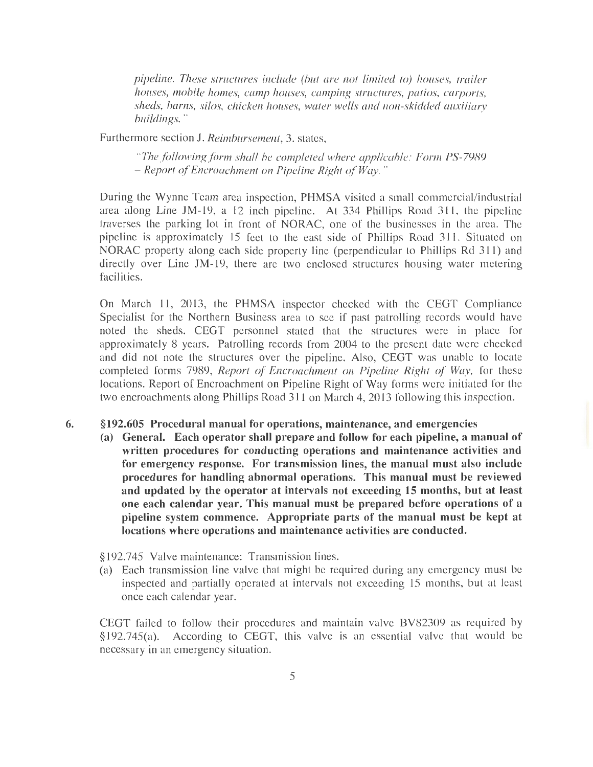*pipeline. These structures include (but are not limited to) houses, trailer houses, mobile homes, camp houses, camping structures, patios, carports, sheds, barns, silos, chicken houses, water wells and non-skidded auxiliary buildings."*

Furthermore section J. *Reimbursement*, 3. states,

> *"The following form shall be completed where applicable: Form PS-7989 – Report of Encroachment on Pipeline Right of Way."*

During the Wynne Team area inspection, PHMSA visited a small commercial/industrial area along Line JM-19, a 12 inch pipeline. At 334 Phillips Road 311, the pipeline traverses the parking lot in front of NORAC, one of the businesses in the area. The pipeline is approximately 15 feet to the east side of Phillips Road 311. Situated on NORAC property along each side property line (perpendicular to Phillips Rd 311) and directly over Line JM-19, there are two enclosed structures housing water metering facilities.

On March 11, 2013, the PHMSA inspector checked with the CEGT Compliance Specialist for the Northern Business area to see if past patrolling records would have noted the sheds. CEGT personnel stated that the structures were in place for approximately 8 years. Patrolling records from 2004 to the present date were checked and did not note the structures over the pipeline. Also, CEGT was unable to locate completed forms 7989, *Report of Encroachment on Pipeline Right of Way*, for these locations. Report of Encroachment on Pipeline Right of Way forms were initiated for the two encroachments along Phillips Road 311 on March 4, 2013 following this inspection.

**6. §192.605 Procedural manual for operations, maintenance, and emergencies**

**(a) General. Each operator shall prepare and follow for each pipeline, a manual of written procedures for conducting operations and maintenance activities and for emergency response. For transmission lines, the manual must also include procedures for handling abnormal operations. This manual must be reviewed and updated by the operator at intervals not exceeding 15 months, but at least one each calendar year. This manual must be prepared before operations of a pipeline system commence. Appropriate parts of the manual must be kept at locations where operations and maintenance activities are conducted.**

§192.745 Valve maintenance: Transmission lines.

(a) Each transmission line valve that might be required during any emergency must be inspected and partially operated at intervals not exceeding 15 months, but at least once each calendar year.

CEGT failed to follow their procedures and maintain valve BV82309 as required by §192.745(a). According to CEGT, this valve is an essential valve that would be necessary in an emergency situation.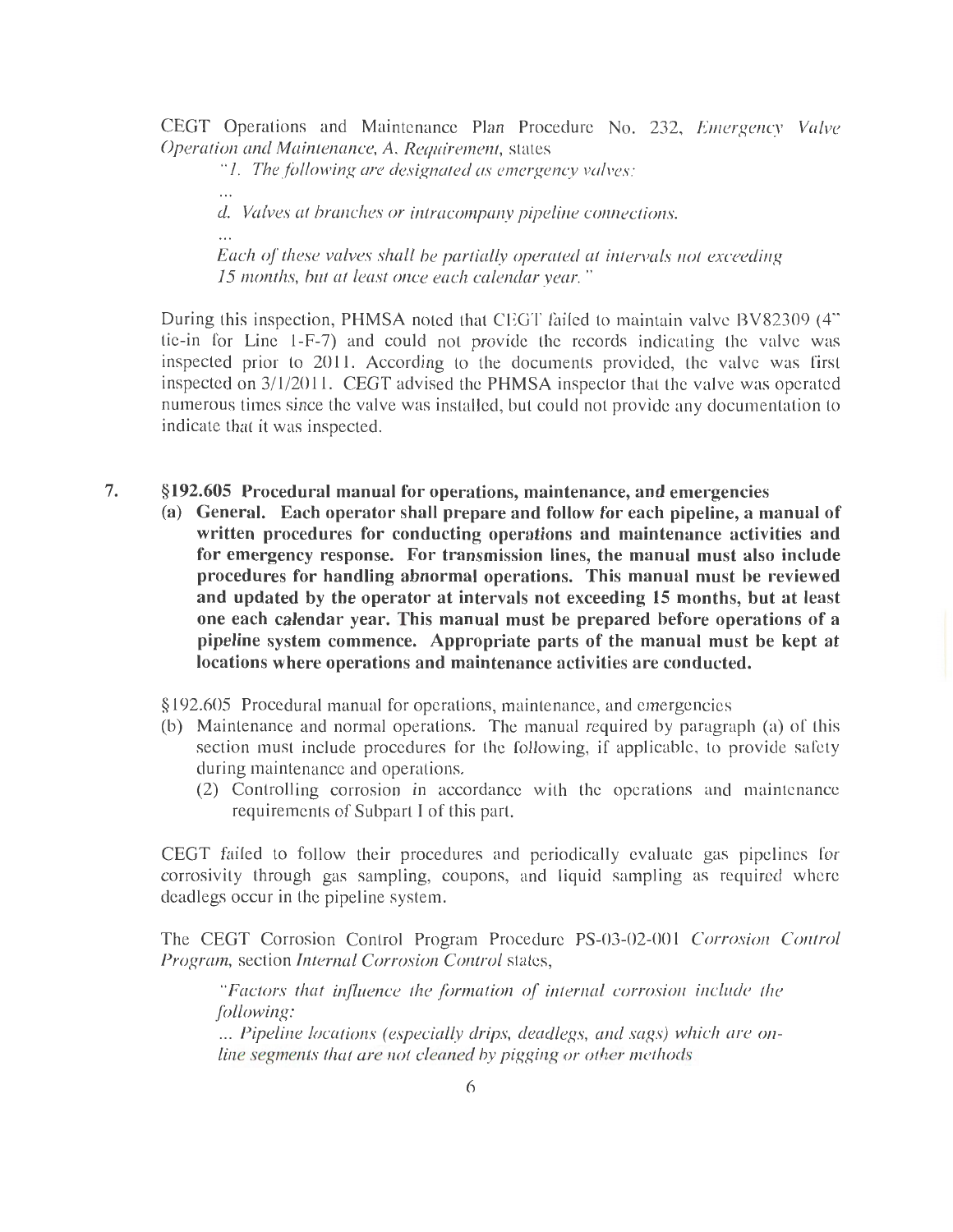CEGT Operations and Maintenance Plan Procedure No. 232, *Emergency Valve Operation and Maintenance, A. Requirement*, states

> *"1. The following are designated as emergency valves:*
>
> *...*
>
> *d. Valves at branches or intracompany pipeline connections.*
>
> *...*
>
> *Each of these valves shall be partially operated at intervals not exceeding 15 months, but at least once each calendar year."*

During this inspection, PHMSA noted that CEGT failed to maintain valve BV82309 (4" tie-in for Line 1-F-7) and could not provide the records indicating the valve was inspected prior to 2011. According to the documents provided, the valve was first inspected on 3/1/2011. CEGT advised the PHMSA inspector that the valve was operated numerous times since the valve was installed, but could not provide any documentation to indicate that it was inspected.

7. **§192.605 Procedural manual for operations, maintenance, and emergencies**

   **(a) General. Each operator shall prepare and follow for each pipeline, a manual of written procedures for conducting operations and maintenance activities and for emergency response. For transmission lines, the manual must also include procedures for handling abnormal operations. This manual must be reviewed and updated by the operator at intervals not exceeding 15 months, but at least one each calendar year. This manual must be prepared before operations of a pipeline system commence. Appropriate parts of the manual must be kept at locations where operations and maintenance activities are conducted.**

§192.605 Procedural manual for operations, maintenance, and emergencies

(b) Maintenance and normal operations. The manual required by paragraph (a) of this section must include procedures for the following, if applicable, to provide safety during maintenance and operations.

  (2) Controlling corrosion in accordance with the operations and maintenance requirements of Subpart I of this part.

CEGT failed to follow their procedures and periodically evaluate gas pipelines for corrosivity through gas sampling, coupons, and liquid sampling as required where deadlegs occur in the pipeline system.

The CEGT Corrosion Control Program Procedure PS-03-02-001 *Corrosion Control Program*, section *Internal Corrosion Control* states,

> *"Factors that influence the formation of internal corrosion include the following:*
>
> *... Pipeline locations (especially drips, deadlegs, and sags) which are on-line segments that are not cleaned by pigging or other methods*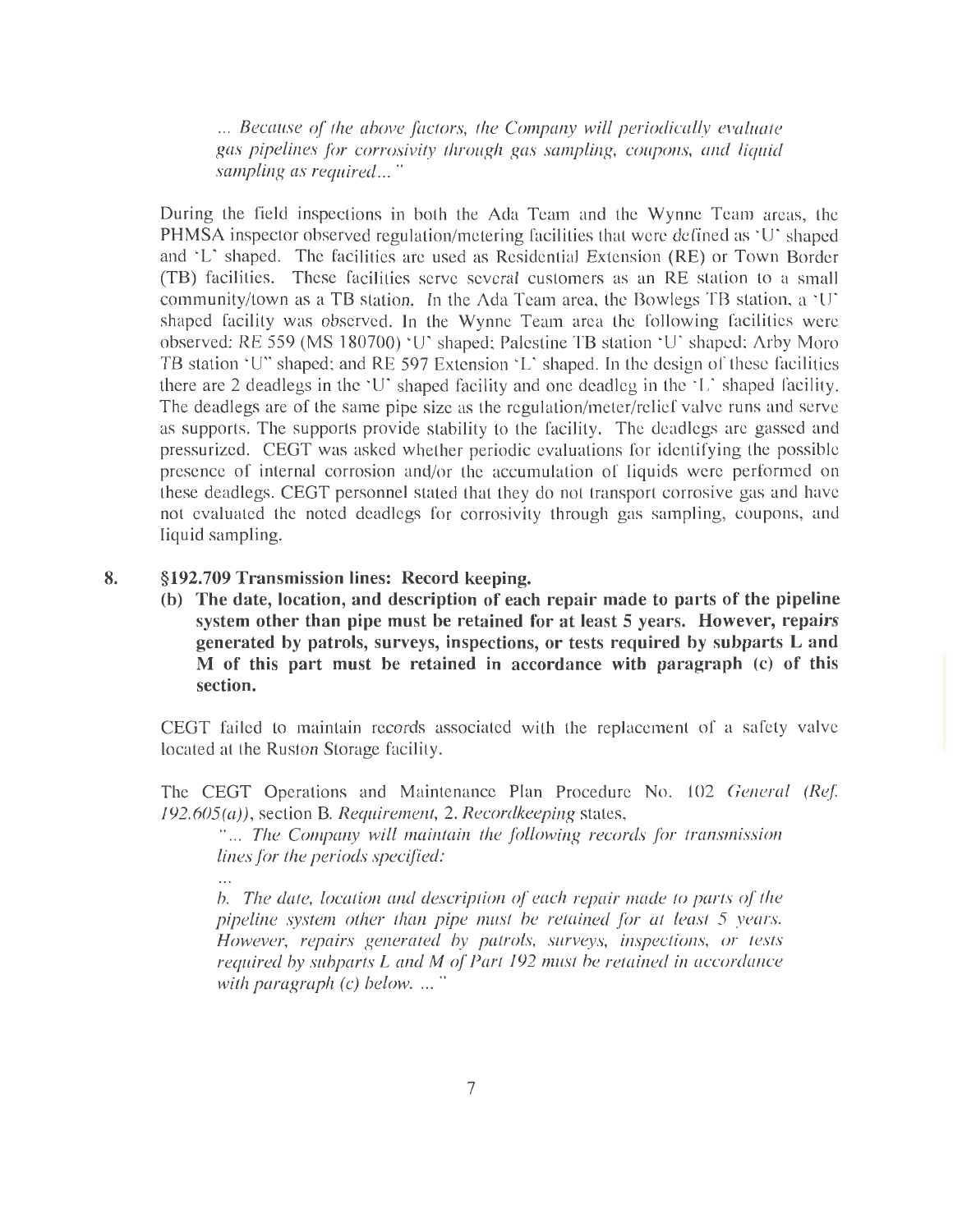> *... Because of the above factors, the Company will periodically evaluate gas pipelines for corrosivity through gas sampling, coupons, and liquid sampling as required..."*

During the field inspections in both the Ada Team and the Wynne Team areas, the PHMSA inspector observed regulation/metering facilities that were defined as 'U' shaped and 'L' shaped. The facilities are used as Residential Extension (RE) or Town Border (TB) facilities. These facilities serve several customers as an RE station to a small community/town as a TB station. In the Ada Team area, the Bowlegs TB station, a 'U' shaped facility was observed. In the Wynne Team area the following facilities were observed: RE 559 (MS 180700) 'U' shaped; Palestine TB station 'U' shaped; Arby Moro TB station 'U" shaped; and RE 597 Extension 'L' shaped. In the design of these facilities there are 2 deadlegs in the 'U' shaped facility and one deadleg in the 'L' shaped facility. The deadlegs are of the same pipe size as the regulation/meter/relief valve runs and serve as supports. The supports provide stability to the facility. The deadlegs are gassed and pressurized. CEGT was asked whether periodic evaluations for identifying the possible presence of internal corrosion and/or the accumulation of liquids were performed on these deadlegs. CEGT personnel stated that they do not transport corrosive gas and have not evaluated the noted deadlegs for corrosivity through gas sampling, coupons, and liquid sampling.

8. **§192.709 Transmission lines: Record keeping.**

   **(b) The date, location, and description of each repair made to parts of the pipeline system other than pipe must be retained for at least 5 years. However, repairs generated by patrols, surveys, inspections, or tests required by subparts L and M of this part must be retained in accordance with paragraph (c) of this section.**

CEGT failed to maintain records associated with the replacement of a safety valve located at the Ruston Storage facility.

The CEGT Operations and Maintenance Plan Procedure No. 102 *General (Ref. 192.605(a))*, section B. *Requirement*, 2. *Recordkeeping* states,

> *"... The Company will maintain the following records for transmission lines for the periods specified:*
>
> *...*
>
> *b. The date, location and description of each repair made to parts of the pipeline system other than pipe must be retained for at least 5 years. However, repairs generated by patrols, surveys, inspections, or tests required by subparts L and M of Part 192 must be retained in accordance with paragraph (c) below. ..."*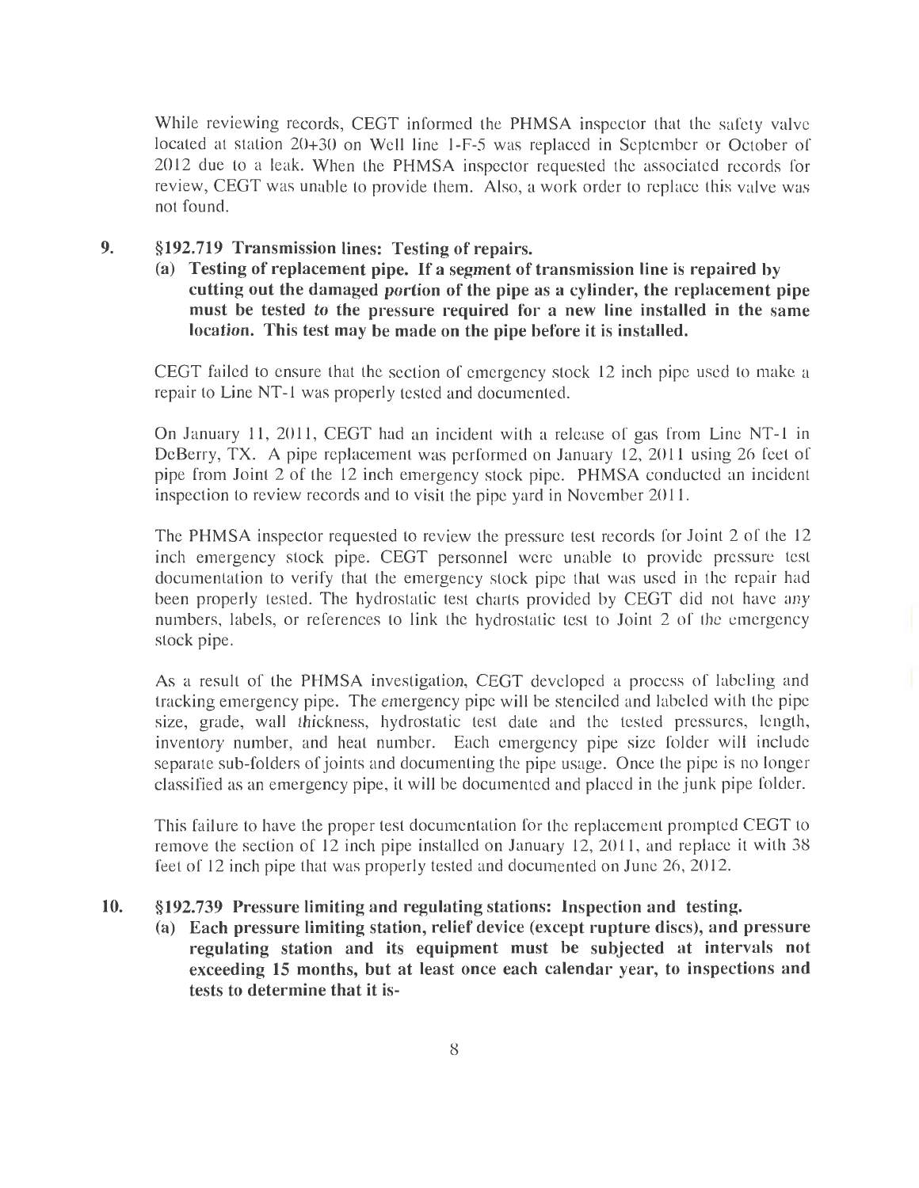While reviewing records, CEGT informed the PHMSA inspector that the safety valve located at station 20+30 on Well line 1-F-5 was replaced in September or October of 2012 due to a leak. When the PHMSA inspector requested the associated records for review, CEGT was unable to provide them. Also, a work order to replace this valve was not found.

**9. §192.719 Transmission lines: Testing of repairs.**

**(a) Testing of replacement pipe. If a segment of transmission line is repaired by cutting out the damaged portion of the pipe as a cylinder, the replacement pipe must be tested to the pressure required for a new line installed in the same location. This test may be made on the pipe before it is installed.**

CEGT failed to ensure that the section of emergency stock 12 inch pipe used to make a repair to Line NT-1 was properly tested and documented.

On January 11, 2011, CEGT had an incident with a release of gas from Line NT-1 in DeBerry, TX. A pipe replacement was performed on January 12, 2011 using 26 feet of pipe from Joint 2 of the 12 inch emergency stock pipe. PHMSA conducted an incident inspection to review records and to visit the pipe yard in November 2011.

The PHMSA inspector requested to review the pressure test records for Joint 2 of the 12 inch emergency stock pipe. CEGT personnel were unable to provide pressure test documentation to verify that the emergency stock pipe that was used in the repair had been properly tested. The hydrostatic test charts provided by CEGT did not have any numbers, labels, or references to link the hydrostatic test to Joint 2 of the emergency stock pipe.

As a result of the PHMSA investigation, CEGT developed a process of labeling and tracking emergency pipe. The emergency pipe will be stenciled and labeled with the pipe size, grade, wall thickness, hydrostatic test date and the tested pressures, length, inventory number, and heat number. Each emergency pipe size folder will include separate sub-folders of joints and documenting the pipe usage. Once the pipe is no longer classified as an emergency pipe, it will be documented and placed in the junk pipe folder.

This failure to have the proper test documentation for the replacement prompted CEGT to remove the section of 12 inch pipe installed on January 12, 2011, and replace it with 38 feet of 12 inch pipe that was properly tested and documented on June 26, 2012.

**10. §192.739 Pressure limiting and regulating stations: Inspection and testing.**

**(a) Each pressure limiting station, relief device (except rupture discs), and pressure regulating station and its equipment must be subjected at intervals not exceeding 15 months, but at least once each calendar year, to inspections and tests to determine that it is-**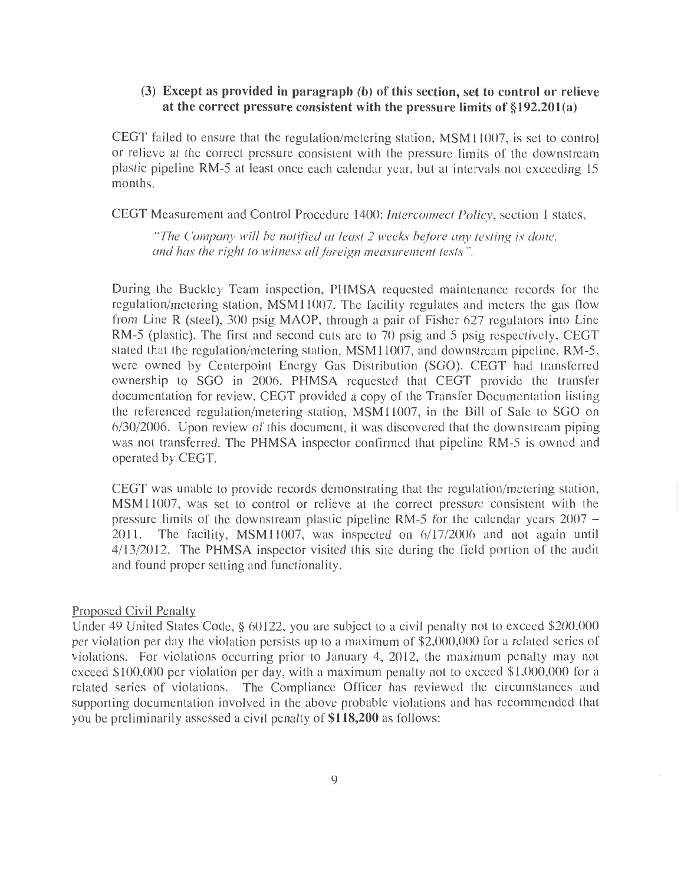**(3) Except as provided in paragraph (b) of this section, set to control or relieve at the correct pressure consistent with the pressure limits of §192.201(a)**

CEGT failed to ensure that the regulation/metering station, MSM11007, is set to control or relieve at the correct pressure consistent with the pressure limits of the downstream plastic pipeline RM-5 at least once each calendar year, but at intervals not exceeding 15 months.

CEGT Measurement and Control Procedure 1400: *Interconnect Policy*, section 1 states,

> *"The Company will be notified at least 2 weeks before any testing is done, and has the right to witness all foreign measurement tests".*

During the Buckley Team inspection, PHMSA requested maintenance records for the regulation/metering station, MSM11007. The facility regulates and meters the gas flow from Line R (steel), 300 psig MAOP, through a pair of Fisher 627 regulators into Line RM-5 (plastic). The first and second cuts are to 70 psig and 5 psig respectively. CEGT stated that the regulation/metering station, MSM11007, and downstream pipeline, RM-5, were owned by Centerpoint Energy Gas Distribution (SGO). CEGT had transferred ownership to SGO in 2006. PHMSA requested that CEGT provide the transfer documentation for review. CEGT provided a copy of the Transfer Documentation listing the referenced regulation/metering station, MSM11007, in the Bill of Sale to SGO on 6/30/2006. Upon review of this document, it was discovered that the downstream piping was not transferred. The PHMSA inspector confirmed that pipeline RM-5 is owned and operated by CEGT.

CEGT was unable to provide records demonstrating that the regulation/metering station, MSM11007, was set to control or relieve at the correct pressure consistent with the pressure limits of the downstream plastic pipeline RM-5 for the calendar years 2007 – 2011. The facility, MSM11007, was inspected on 6/17/2006 and not again until 4/13/2012. The PHMSA inspector visited this site during the field portion of the audit and found proper setting and functionality.

<u>Proposed Civil Penalty</u>

Under 49 United States Code, § 60122, you are subject to a civil penalty not to exceed $200,000 per violation per day the violation persists up to a maximum of $2,000,000 for a related series of violations. For violations occurring prior to January 4, 2012, the maximum penalty may not exceed $100,000 per violation per day, with a maximum penalty not to exceed $1,000,000 for a related series of violations. The Compliance Officer has reviewed the circumstances and supporting documentation involved in the above probable violations and has recommended that you be preliminarily assessed a civil penalty of **$118,200** as follows: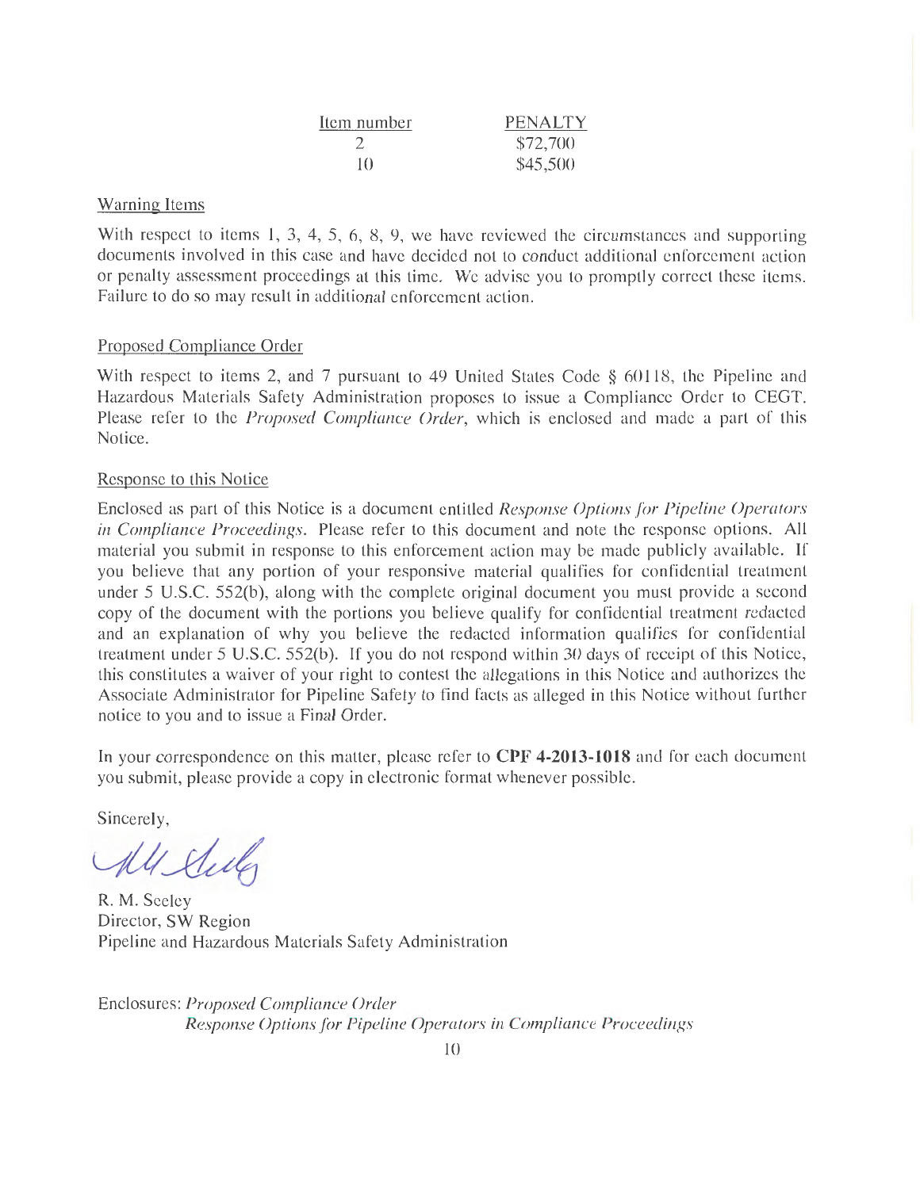| Item number | PENALTY |
| --- | --- |
| 2 | $72,700 |
| 10 | $45,500 |

Warning Items

With respect to items 1, 3, 4, 5, 6, 8, 9, we have reviewed the circumstances and supporting documents involved in this case and have decided not to conduct additional enforcement action or penalty assessment proceedings at this time. We advise you to promptly correct these items. Failure to do so may result in additional enforcement action.

Proposed Compliance Order

With respect to items 2, and 7 pursuant to 49 United States Code § 60118, the Pipeline and Hazardous Materials Safety Administration proposes to issue a Compliance Order to CEGT. Please refer to the *Proposed Compliance Order*, which is enclosed and made a part of this Notice.

Response to this Notice

Enclosed as part of this Notice is a document entitled *Response Options for Pipeline Operators in Compliance Proceedings*. Please refer to this document and note the response options. All material you submit in response to this enforcement action may be made publicly available. If you believe that any portion of your responsive material qualifies for confidential treatment under 5 U.S.C. 552(b), along with the complete original document you must provide a second copy of the document with the portions you believe qualify for confidential treatment redacted and an explanation of why you believe the redacted information qualifies for confidential treatment under 5 U.S.C. 552(b). If you do not respond within 30 days of receipt of this Notice, this constitutes a waiver of your right to contest the allegations in this Notice and authorizes the Associate Administrator for Pipeline Safety to find facts as alleged in this Notice without further notice to you and to issue a Final Order.

In your correspondence on this matter, please refer to **CPF 4-2013-1018** and for each document you submit, please provide a copy in electronic format whenever possible.

Sincerely,

R. M. Seeley
Director, SW Region
Pipeline and Hazardous Materials Safety Administration

Enclosures: *Proposed Compliance Order*
*Response Options for Pipeline Operators in Compliance Proceedings*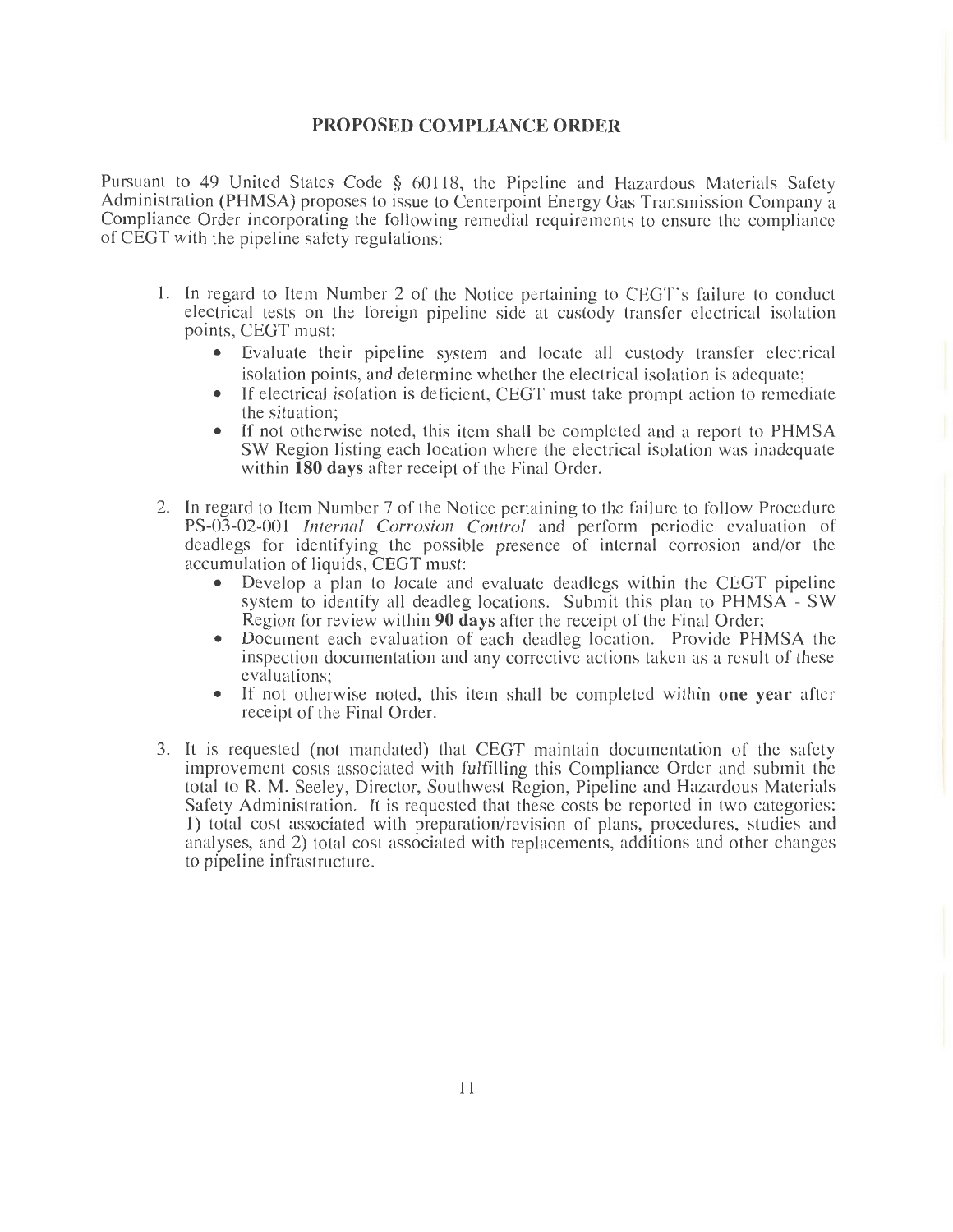## PROPOSED COMPLIANCE ORDER

Pursuant to 49 United States Code § 60118, the Pipeline and Hazardous Materials Safety Administration (PHMSA) proposes to issue to Centerpoint Energy Gas Transmission Company a Compliance Order incorporating the following remedial requirements to ensure the compliance of CEGT with the pipeline safety regulations:

1. In regard to Item Number 2 of the Notice pertaining to CEGT's failure to conduct electrical tests on the foreign pipeline side at custody transfer electrical isolation points, CEGT must:
   - Evaluate their pipeline system and locate all custody transfer electrical isolation points, and determine whether the electrical isolation is adequate;
   - If electrical isolation is deficient, CEGT must take prompt action to remediate the situation;
   - If not otherwise noted, this item shall be completed and a report to PHMSA SW Region listing each location where the electrical isolation was inadequate within **180 days** after receipt of the Final Order.

2. In regard to Item Number 7 of the Notice pertaining to the failure to follow Procedure PS-03-02-001 *Internal Corrosion Control* and perform periodic evaluation of deadlegs for identifying the possible presence of internal corrosion and/or the accumulation of liquids, CEGT must:
   - Develop a plan to locate and evaluate deadlegs within the CEGT pipeline system to identify all deadleg locations. Submit this plan to PHMSA - SW Region for review within **90 days** after the receipt of the Final Order;
   - Document each evaluation of each deadleg location. Provide PHMSA the inspection documentation and any corrective actions taken as a result of these evaluations;
   - If not otherwise noted, this item shall be completed within **one year** after receipt of the Final Order.

3. It is requested (not mandated) that CEGT maintain documentation of the safety improvement costs associated with fulfilling this Compliance Order and submit the total to R. M. Seeley, Director, Southwest Region, Pipeline and Hazardous Materials Safety Administration. It is requested that these costs be reported in two categories: 1) total cost associated with preparation/revision of plans, procedures, studies and analyses, and 2) total cost associated with replacements, additions and other changes to pipeline infrastructure.